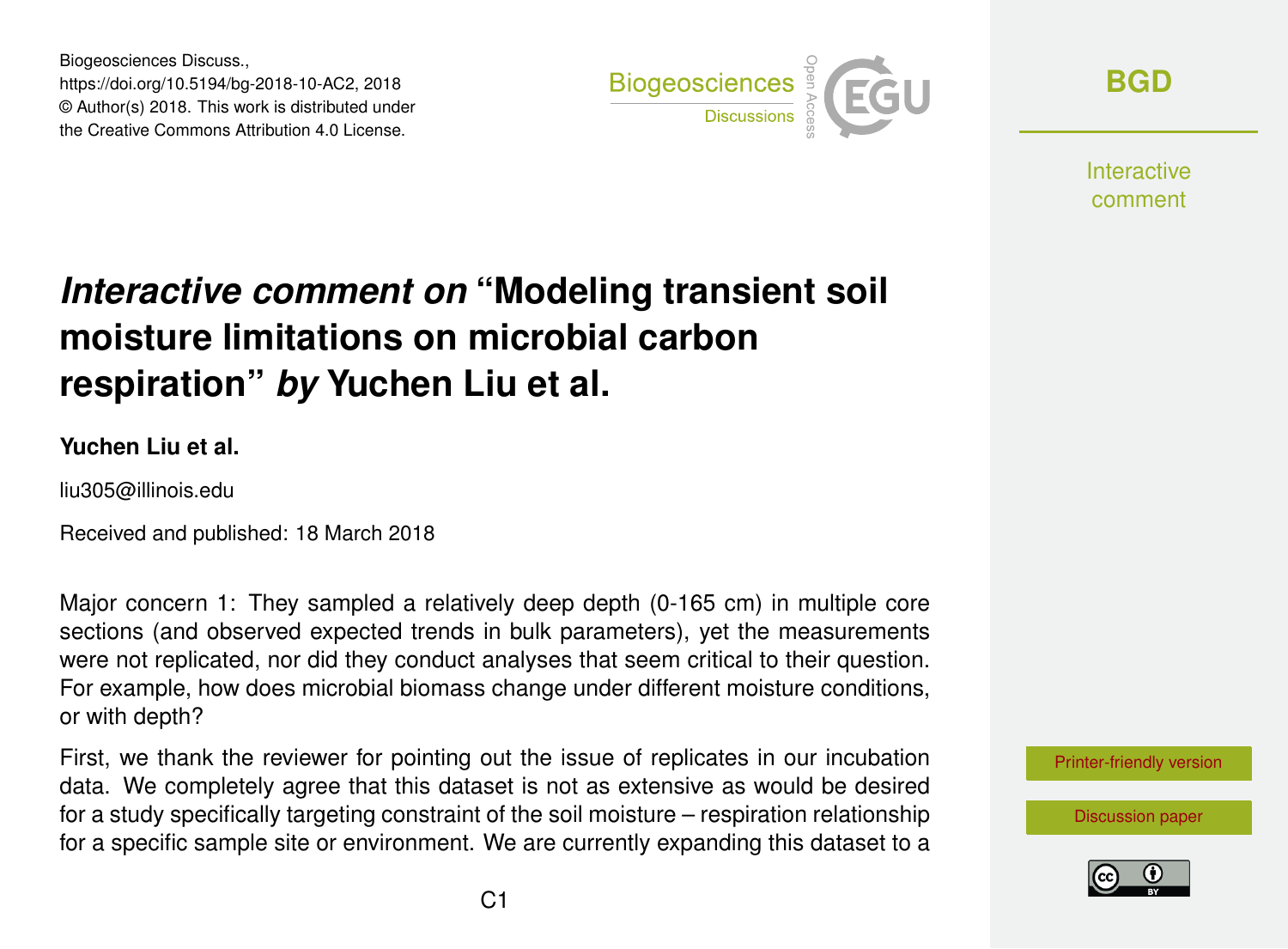Biogeosciences Discuss.,
https://doi.org/10.5194/bg-2018-10-AC2, 2018
© Author(s) 2018. This work is distributed under
the Creative Commons Attribution 4.0 License.

# *Interactive comment on* "Modeling transient soil moisture limitations on microbial carbon respiration" *by* Yuchen Liu et al.

**Yuchen Liu et al.**

liu305@illinois.edu

Received and published: 18 March 2018

Major concern 1: They sampled a relatively deep depth (0-165 cm) in multiple core sections (and observed expected trends in bulk parameters), yet the measurements were not replicated, nor did they conduct analyses that seem critical to their question. For example, how does microbial biomass change under different moisture conditions, or with depth?

First, we thank the reviewer for pointing out the issue of replicates in our incubation data. We completely agree that this dataset is not as extensive as would be desired for a study specifically targeting constraint of the soil moisture – respiration relationship for a specific sample site or environment. We are currently expanding this dataset to a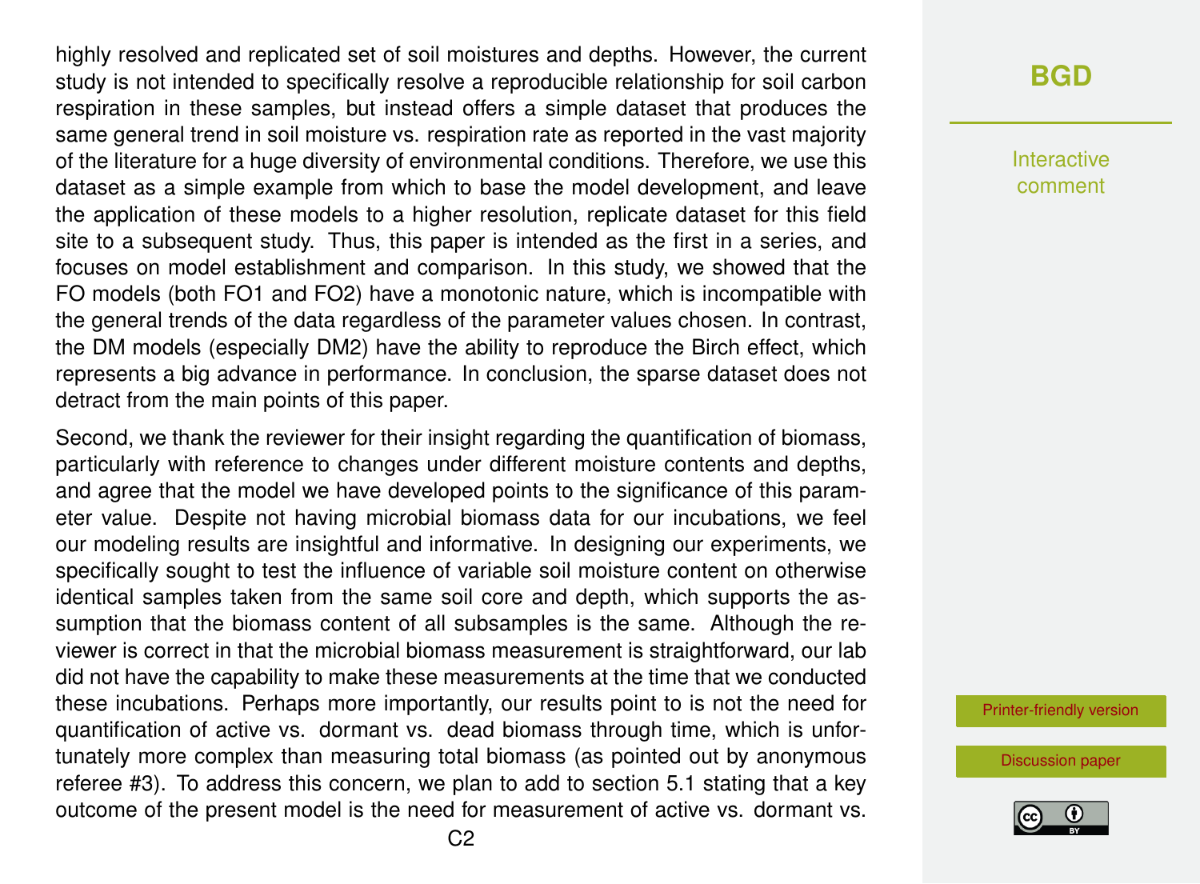highly resolved and replicated set of soil moistures and depths. However, the current study is not intended to specifically resolve a reproducible relationship for soil carbon respiration in these samples, but instead offers a simple dataset that produces the same general trend in soil moisture vs. respiration rate as reported in the vast majority of the literature for a huge diversity of environmental conditions. Therefore, we use this dataset as a simple example from which to base the model development, and leave the application of these models to a higher resolution, replicate dataset for this field site to a subsequent study. Thus, this paper is intended as the first in a series, and focuses on model establishment and comparison. In this study, we showed that the FO models (both FO1 and FO2) have a monotonic nature, which is incompatible with the general trends of the data regardless of the parameter values chosen. In contrast, the DM models (especially DM2) have the ability to reproduce the Birch effect, which represents a big advance in performance. In conclusion, the sparse dataset does not detract from the main points of this paper.

Second, we thank the reviewer for their insight regarding the quantification of biomass, particularly with reference to changes under different moisture contents and depths, and agree that the model we have developed points to the significance of this parameter value. Despite not having microbial biomass data for our incubations, we feel our modeling results are insightful and informative. In designing our experiments, we specifically sought to test the influence of variable soil moisture content on otherwise identical samples taken from the same soil core and depth, which supports the assumption that the biomass content of all subsamples is the same. Although the reviewer is correct in that the microbial biomass measurement is straightforward, our lab did not have the capability to make these measurements at the time that we conducted these incubations. Perhaps more importantly, our results point to is not the need for quantification of active vs. dormant vs. dead biomass through time, which is unfortunately more complex than measuring total biomass (as pointed out by anonymous referee #3). To address this concern, we plan to add to section 5.1 stating that a key outcome of the present model is the need for measurement of active vs. dormant vs.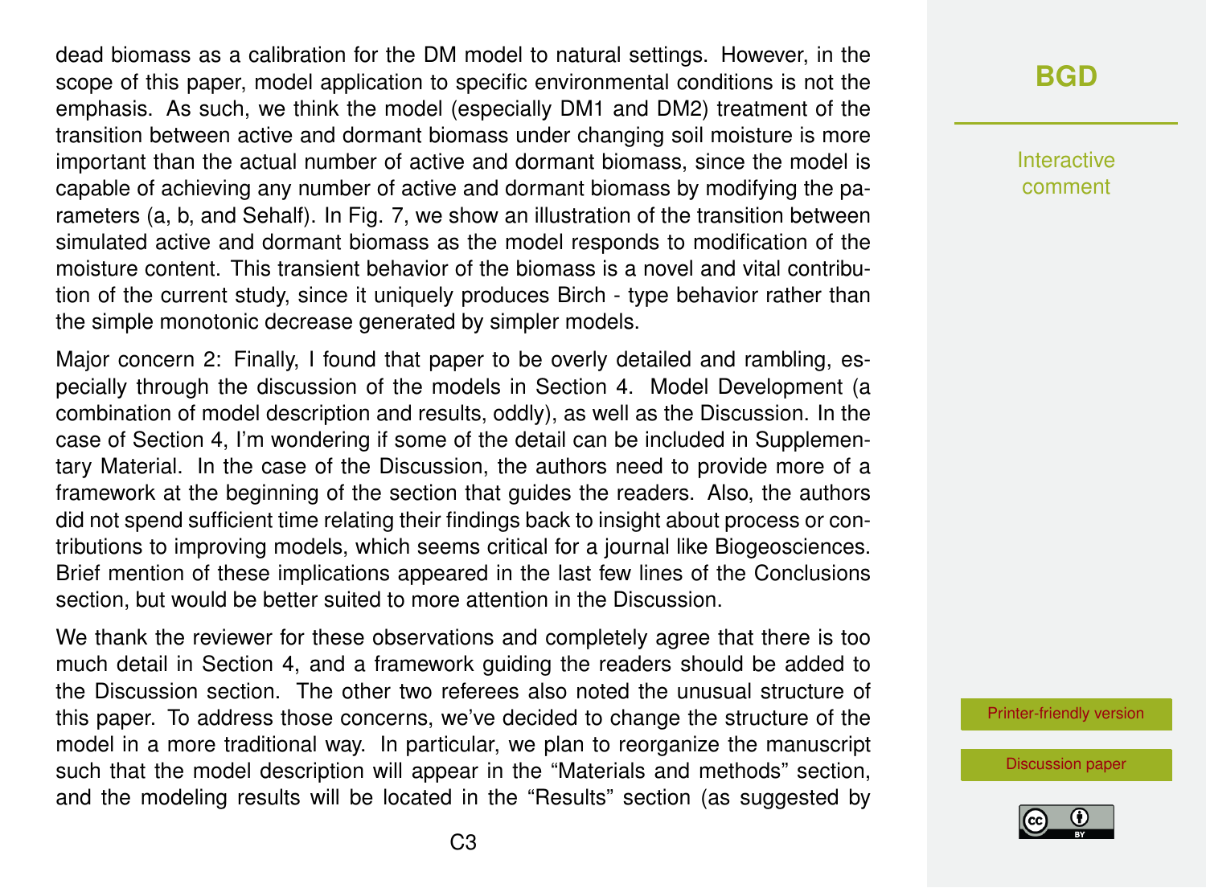dead biomass as a calibration for the DM model to natural settings. However, in the scope of this paper, model application to specific environmental conditions is not the emphasis. As such, we think the model (especially DM1 and DM2) treatment of the transition between active and dormant biomass under changing soil moisture is more important than the actual number of active and dormant biomass, since the model is capable of achieving any number of active and dormant biomass by modifying the parameters (a, b, and Sehalf). In Fig. 7, we show an illustration of the transition between simulated active and dormant biomass as the model responds to modification of the moisture content. This transient behavior of the biomass is a novel and vital contribution of the current study, since it uniquely produces Birch - type behavior rather than the simple monotonic decrease generated by simpler models.

Major concern 2: Finally, I found that paper to be overly detailed and rambling, especially through the discussion of the models in Section 4. Model Development (a combination of model description and results, oddly), as well as the Discussion. In the case of Section 4, I'm wondering if some of the detail can be included in Supplementary Material. In the case of the Discussion, the authors need to provide more of a framework at the beginning of the section that guides the readers. Also, the authors did not spend sufficient time relating their findings back to insight about process or contributions to improving models, which seems critical for a journal like Biogeosciences. Brief mention of these implications appeared in the last few lines of the Conclusions section, but would be better suited to more attention in the Discussion.

We thank the reviewer for these observations and completely agree that there is too much detail in Section 4, and a framework guiding the readers should be added to the Discussion section. The other two referees also noted the unusual structure of this paper. To address those concerns, we've decided to change the structure of the model in a more traditional way. In particular, we plan to reorganize the manuscript such that the model description will appear in the "Materials and methods" section, and the modeling results will be located in the "Results" section (as suggested by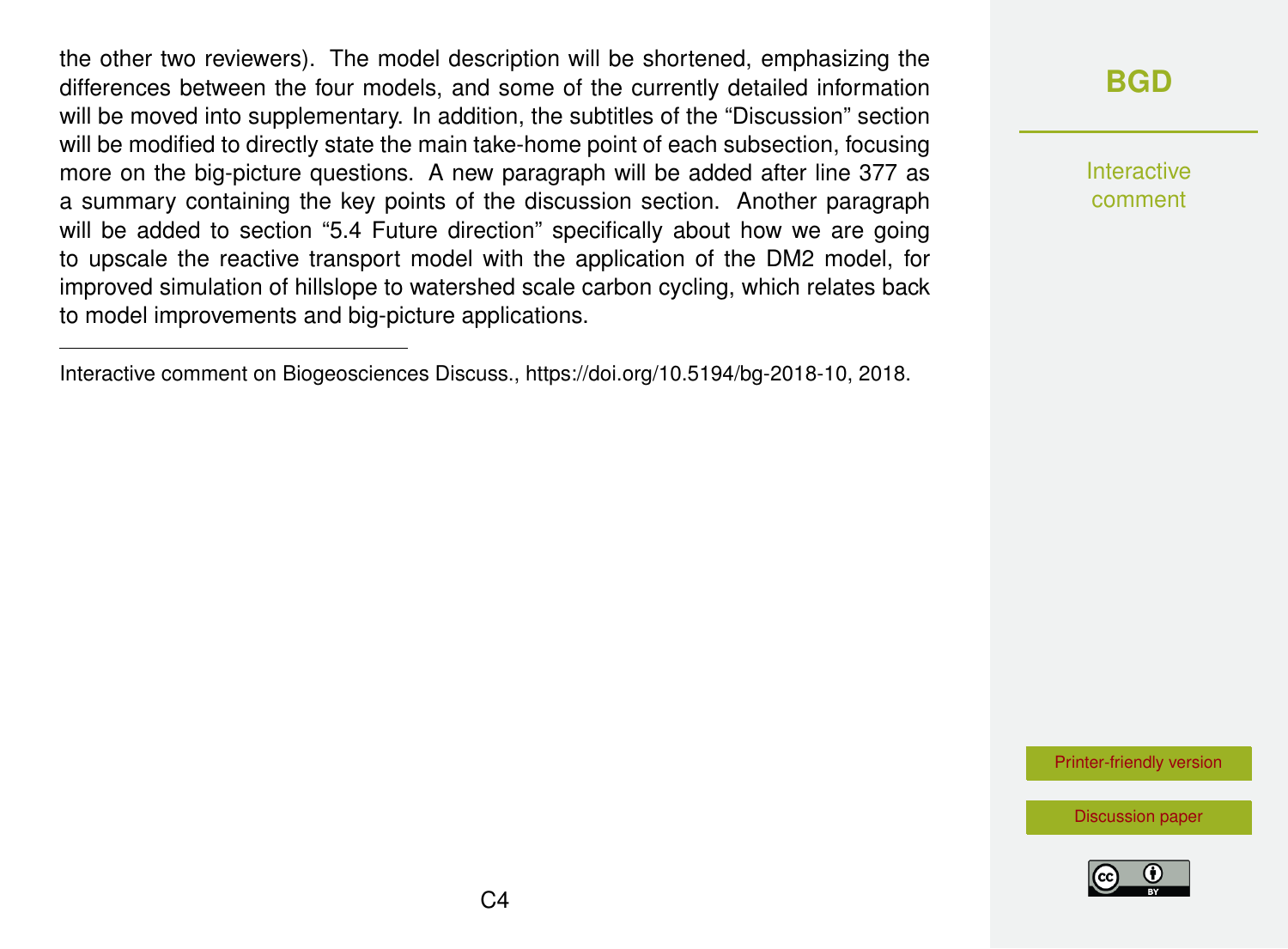the other two reviewers). The model description will be shortened, emphasizing the differences between the four models, and some of the currently detailed information will be moved into supplementary. In addition, the subtitles of the "Discussion" section will be modified to directly state the main take-home point of each subsection, focusing more on the big-picture questions. A new paragraph will be added after line 377 as a summary containing the key points of the discussion section. Another paragraph will be added to section "5.4 Future direction" specifically about how we are going to upscale the reactive transport model with the application of the DM2 model, for improved simulation of hillslope to watershed scale carbon cycling, which relates back to model improvements and big-picture applications.

---

Interactive comment on Biogeosciences Discuss., https://doi.org/10.5194/bg-2018-10, 2018.